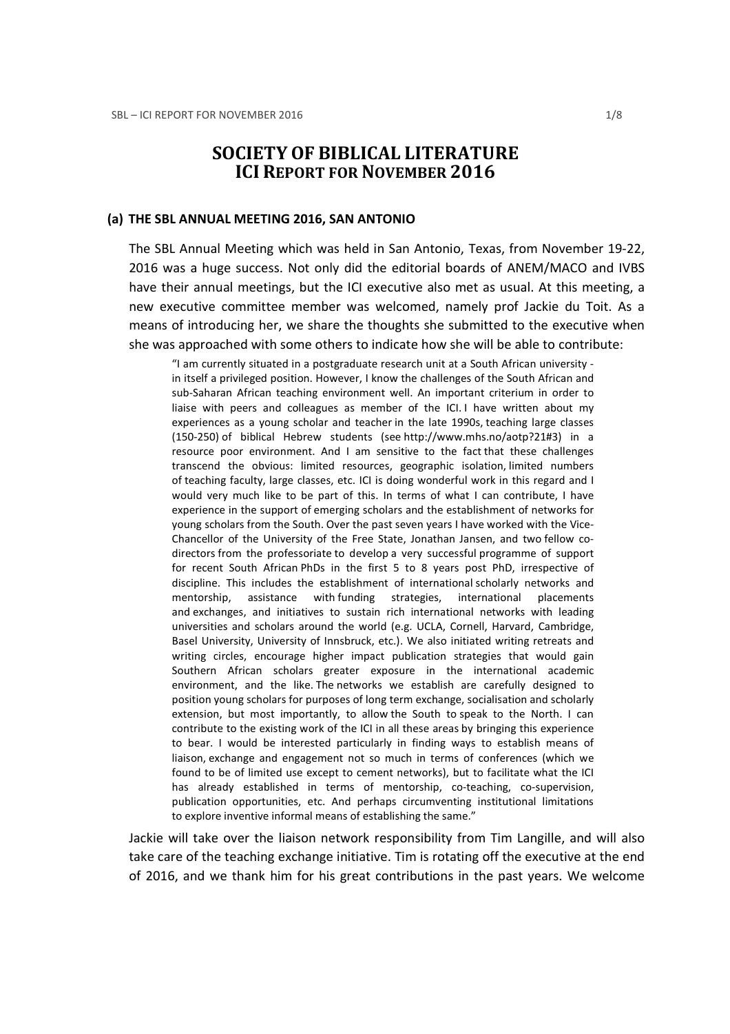# SOCIETY OF BIBLICAL LITERATURE
# ICI REPORT FOR NOVEMBER 2016

## (a) THE SBL ANNUAL MEETING 2016, SAN ANTONIO

The SBL Annual Meeting which was held in San Antonio, Texas, from November 19-22, 2016 was a huge success. Not only did the editorial boards of ANEM/MACO and IVBS have their annual meetings, but the ICI executive also met as usual. At this meeting, a new executive committee member was welcomed, namely prof Jackie du Toit. As a means of introducing her, we share the thoughts she submitted to the executive when she was approached with some others to indicate how she will be able to contribute:

> "I am currently situated in a postgraduate research unit at a South African university - in itself a privileged position. However, I know the challenges of the South African and sub-Saharan African teaching environment well. An important criterium in order to liaise with peers and colleagues as member of the ICI. I have written about my experiences as a young scholar and teacher in the late 1990s, teaching large classes (150-250) of biblical Hebrew students (see http://www.mhs.no/aotp?21#3) in a resource poor environment. And I am sensitive to the fact that these challenges transcend the obvious: limited resources, geographic isolation, limited numbers of teaching faculty, large classes, etc. ICI is doing wonderful work in this regard and I would very much like to be part of this. In terms of what I can contribute, I have experience in the support of emerging scholars and the establishment of networks for young scholars from the South. Over the past seven years I have worked with the Vice-Chancellor of the University of the Free State, Jonathan Jansen, and two fellow co-directors from the professoriate to develop a very successful programme of support for recent South African PhDs in the first 5 to 8 years post PhD, irrespective of discipline. This includes the establishment of international scholarly networks and mentorship, assistance with funding strategies, international placements and exchanges, and initiatives to sustain rich international networks with leading universities and scholars around the world (e.g. UCLA, Cornell, Harvard, Cambridge, Basel University, University of Innsbruck, etc.). We also initiated writing retreats and writing circles, encourage higher impact publication strategies that would gain Southern African scholars greater exposure in the international academic environment, and the like. The networks we establish are carefully designed to position young scholars for purposes of long term exchange, socialisation and scholarly extension, but most importantly, to allow the South to speak to the North. I can contribute to the existing work of the ICI in all these areas by bringing this experience to bear. I would be interested particularly in finding ways to establish means of liaison, exchange and engagement not so much in terms of conferences (which we found to be of limited use except to cement networks), but to facilitate what the ICI has already established in terms of mentorship, co-teaching, co-supervision, publication opportunities, etc. And perhaps circumventing institutional limitations to explore inventive informal means of establishing the same."

Jackie will take over the liaison network responsibility from Tim Langille, and will also take care of the teaching exchange initiative. Tim is rotating off the executive at the end of 2016, and we thank him for his great contributions in the past years. We welcome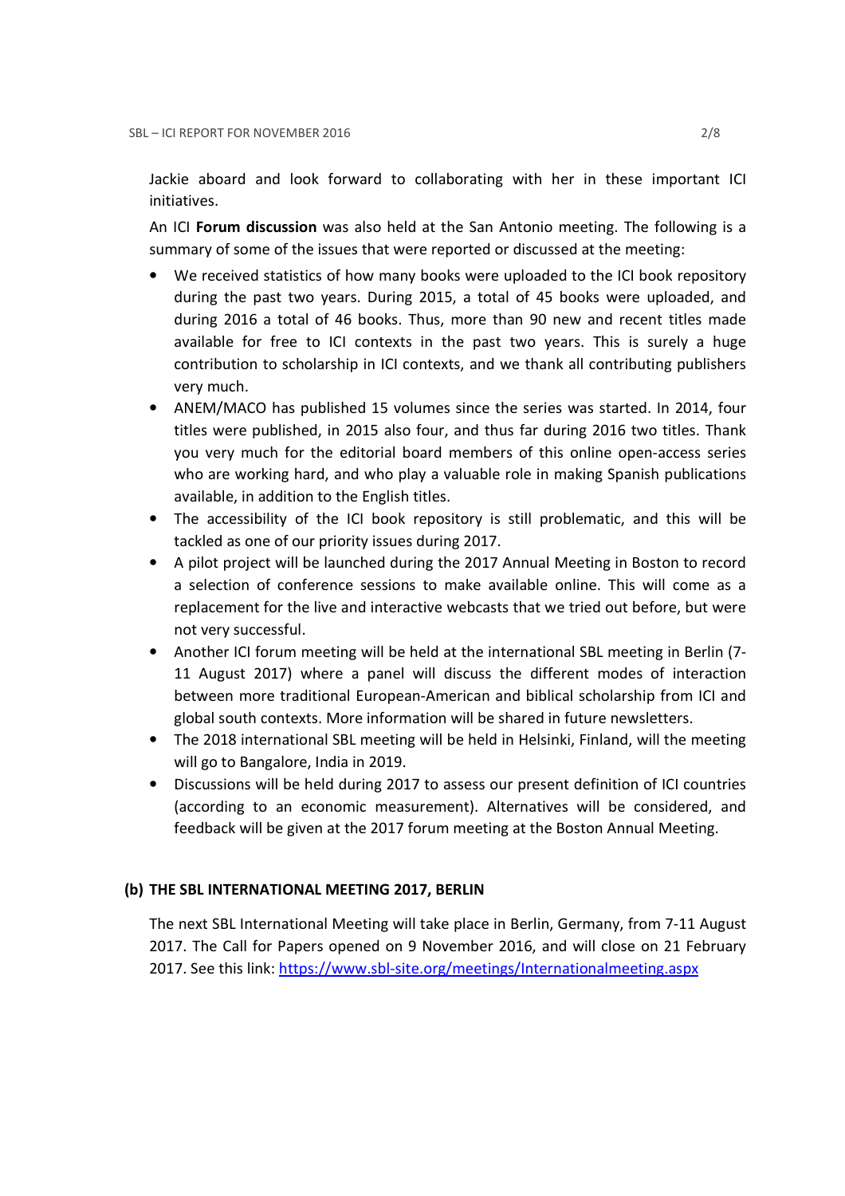Jackie aboard and look forward to collaborating with her in these important ICI initiatives.

An ICI **Forum discussion** was also held at the San Antonio meeting. The following is a summary of some of the issues that were reported or discussed at the meeting:

- We received statistics of how many books were uploaded to the ICI book repository during the past two years. During 2015, a total of 45 books were uploaded, and during 2016 a total of 46 books. Thus, more than 90 new and recent titles made available for free to ICI contexts in the past two years. This is surely a huge contribution to scholarship in ICI contexts, and we thank all contributing publishers very much.
- ANEM/MACO has published 15 volumes since the series was started. In 2014, four titles were published, in 2015 also four, and thus far during 2016 two titles. Thank you very much for the editorial board members of this online open-access series who are working hard, and who play a valuable role in making Spanish publications available, in addition to the English titles.
- The accessibility of the ICI book repository is still problematic, and this will be tackled as one of our priority issues during 2017.
- A pilot project will be launched during the 2017 Annual Meeting in Boston to record a selection of conference sessions to make available online. This will come as a replacement for the live and interactive webcasts that we tried out before, but were not very successful.
- Another ICI forum meeting will be held at the international SBL meeting in Berlin (7-11 August 2017) where a panel will discuss the different modes of interaction between more traditional European-American and biblical scholarship from ICI and global south contexts. More information will be shared in future newsletters.
- The 2018 international SBL meeting will be held in Helsinki, Finland, will the meeting will go to Bangalore, India in 2019.
- Discussions will be held during 2017 to assess our present definition of ICI countries (according to an economic measurement). Alternatives will be considered, and feedback will be given at the 2017 forum meeting at the Boston Annual Meeting.

### (b) THE SBL INTERNATIONAL MEETING 2017, BERLIN

The next SBL International Meeting will take place in Berlin, Germany, from 7-11 August 2017. The Call for Papers opened on 9 November 2016, and will close on 21 February 2017. See this link: [https://www.sbl-site.org/meetings/Internationalmeeting.aspx](https://www.sbl-site.org/meetings/Internationalmeeting.aspx)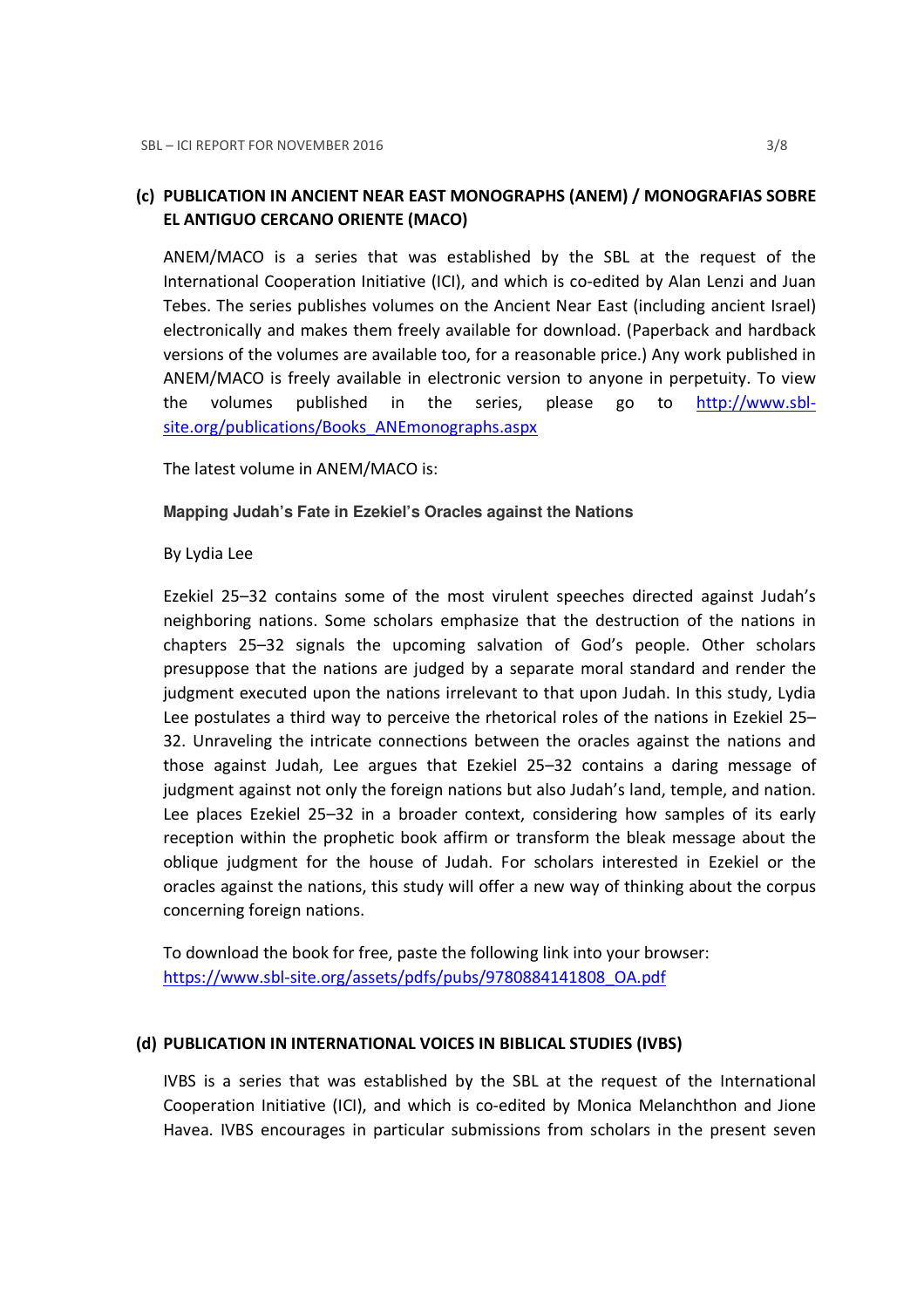## (c) PUBLICATION IN ANCIENT NEAR EAST MONOGRAPHS (ANEM) / MONOGRAFIAS SOBRE EL ANTIGUO CERCANO ORIENTE (MACO)

ANEM/MACO is a series that was established by the SBL at the request of the International Cooperation Initiative (ICI), and which is co-edited by Alan Lenzi and Juan Tebes. The series publishes volumes on the Ancient Near East (including ancient Israel) electronically and makes them freely available for download. (Paperback and hardback versions of the volumes are available too, for a reasonable price.) Any work published in ANEM/MACO is freely available in electronic version to anyone in perpetuity. To view the volumes published in the series, please go to http://www.sbl-site.org/publications/Books_ANEmonographs.aspx

The latest volume in ANEM/MACO is:

**Mapping Judah's Fate in Ezekiel's Oracles against the Nations**

By Lydia Lee

Ezekiel 25–32 contains some of the most virulent speeches directed against Judah's neighboring nations. Some scholars emphasize that the destruction of the nations in chapters 25–32 signals the upcoming salvation of God's people. Other scholars presuppose that the nations are judged by a separate moral standard and render the judgment executed upon the nations irrelevant to that upon Judah. In this study, Lydia Lee postulates a third way to perceive the rhetorical roles of the nations in Ezekiel 25–32. Unraveling the intricate connections between the oracles against the nations and those against Judah, Lee argues that Ezekiel 25–32 contains a daring message of judgment against not only the foreign nations but also Judah's land, temple, and nation. Lee places Ezekiel 25–32 in a broader context, considering how samples of its early reception within the prophetic book affirm or transform the bleak message about the oblique judgment for the house of Judah. For scholars interested in Ezekiel or the oracles against the nations, this study will offer a new way of thinking about the corpus concerning foreign nations.

To download the book for free, paste the following link into your browser: https://www.sbl-site.org/assets/pdfs/pubs/9780884141808_OA.pdf

## (d) PUBLICATION IN INTERNATIONAL VOICES IN BIBLICAL STUDIES (IVBS)

IVBS is a series that was established by the SBL at the request of the International Cooperation Initiative (ICI), and which is co-edited by Monica Melanchthon and Jione Havea. IVBS encourages in particular submissions from scholars in the present seven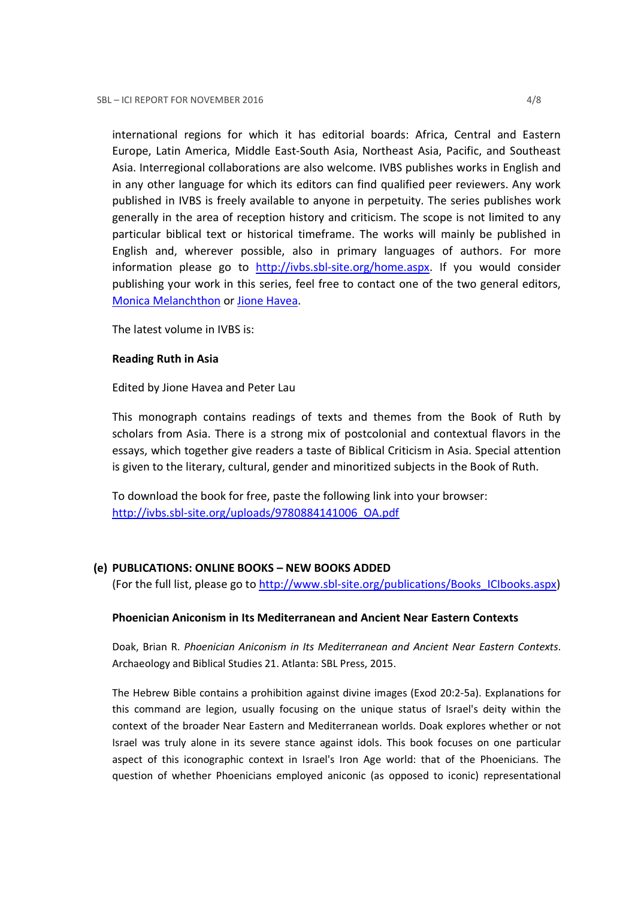international regions for which it has editorial boards: Africa, Central and Eastern Europe, Latin America, Middle East-South Asia, Northeast Asia, Pacific, and Southeast Asia. Interregional collaborations are also welcome. IVBS publishes works in English and in any other language for which its editors can find qualified peer reviewers. Any work published in IVBS is freely available to anyone in perpetuity. The series publishes work generally in the area of reception history and criticism. The scope is not limited to any particular biblical text or historical timeframe. The works will mainly be published in English and, wherever possible, also in primary languages of authors. For more information please go to http://ivbs.sbl-site.org/home.aspx. If you would consider publishing your work in this series, feel free to contact one of the two general editors, Monica Melanchthon or Jione Havea.

The latest volume in IVBS is:

**Reading Ruth in Asia**

Edited by Jione Havea and Peter Lau

This monograph contains readings of texts and themes from the Book of Ruth by scholars from Asia. There is a strong mix of postcolonial and contextual flavors in the essays, which together give readers a taste of Biblical Criticism in Asia. Special attention is given to the literary, cultural, gender and minoritized subjects in the Book of Ruth.

To download the book for free, paste the following link into your browser: http://ivbs.sbl-site.org/uploads/9780884141006_OA.pdf

## (e) PUBLICATIONS: ONLINE BOOKS – NEW BOOKS ADDED

(For the full list, please go to http://www.sbl-site.org/publications/Books_ICIbooks.aspx)

**Phoenician Aniconism in Its Mediterranean and Ancient Near Eastern Contexts**

Doak, Brian R. *Phoenician Aniconism in Its Mediterranean and Ancient Near Eastern Contexts*. Archaeology and Biblical Studies 21. Atlanta: SBL Press, 2015.

The Hebrew Bible contains a prohibition against divine images (Exod 20:2-5a). Explanations for this command are legion, usually focusing on the unique status of Israel's deity within the context of the broader Near Eastern and Mediterranean worlds. Doak explores whether or not Israel was truly alone in its severe stance against idols. This book focuses on one particular aspect of this iconographic context in Israel's Iron Age world: that of the Phoenicians. The question of whether Phoenicians employed aniconic (as opposed to iconic) representational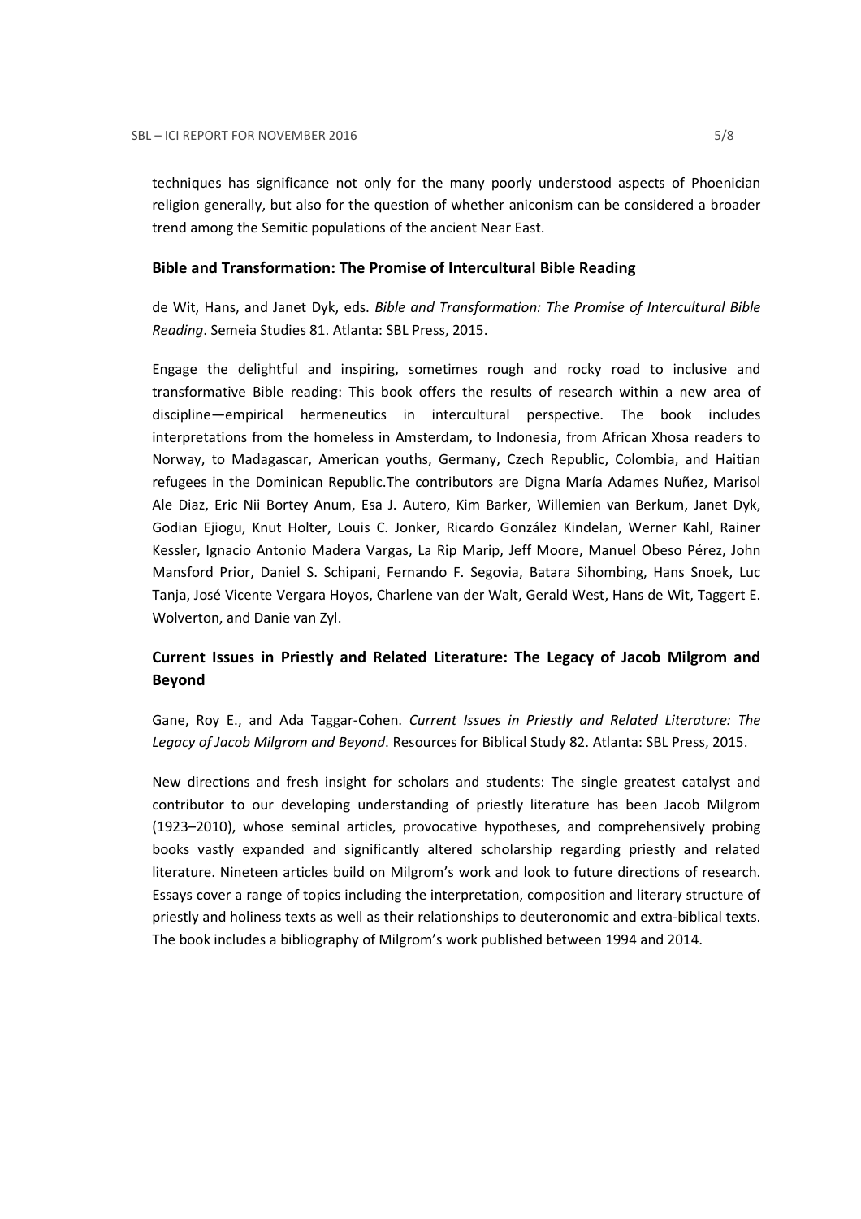techniques has significance not only for the many poorly understood aspects of Phoenician religion generally, but also for the question of whether aniconism can be considered a broader trend among the Semitic populations of the ancient Near East.

### Bible and Transformation: The Promise of Intercultural Bible Reading

de Wit, Hans, and Janet Dyk, eds. *Bible and Transformation: The Promise of Intercultural Bible Reading*. Semeia Studies 81. Atlanta: SBL Press, 2015.

Engage the delightful and inspiring, sometimes rough and rocky road to inclusive and transformative Bible reading: This book offers the results of research within a new area of discipline—empirical hermeneutics in intercultural perspective. The book includes interpretations from the homeless in Amsterdam, to Indonesia, from African Xhosa readers to Norway, to Madagascar, American youths, Germany, Czech Republic, Colombia, and Haitian refugees in the Dominican Republic.The contributors are Digna María Adames Nuñez, Marisol Ale Diaz, Eric Nii Bortey Anum, Esa J. Autero, Kim Barker, Willemien van Berkum, Janet Dyk, Godian Ejiogu, Knut Holter, Louis C. Jonker, Ricardo González Kindelan, Werner Kahl, Rainer Kessler, Ignacio Antonio Madera Vargas, La Rip Marip, Jeff Moore, Manuel Obeso Pérez, John Mansford Prior, Daniel S. Schipani, Fernando F. Segovia, Batara Sihombing, Hans Snoek, Luc Tanja, José Vicente Vergara Hoyos, Charlene van der Walt, Gerald West, Hans de Wit, Taggert E. Wolverton, and Danie van Zyl.

### Current Issues in Priestly and Related Literature: The Legacy of Jacob Milgrom and Beyond

Gane, Roy E., and Ada Taggar-Cohen. *Current Issues in Priestly and Related Literature: The Legacy of Jacob Milgrom and Beyond*. Resources for Biblical Study 82. Atlanta: SBL Press, 2015.

New directions and fresh insight for scholars and students: The single greatest catalyst and contributor to our developing understanding of priestly literature has been Jacob Milgrom (1923–2010), whose seminal articles, provocative hypotheses, and comprehensively probing books vastly expanded and significantly altered scholarship regarding priestly and related literature. Nineteen articles build on Milgrom's work and look to future directions of research. Essays cover a range of topics including the interpretation, composition and literary structure of priestly and holiness texts as well as their relationships to deuteronomic and extra-biblical texts. The book includes a bibliography of Milgrom's work published between 1994 and 2014.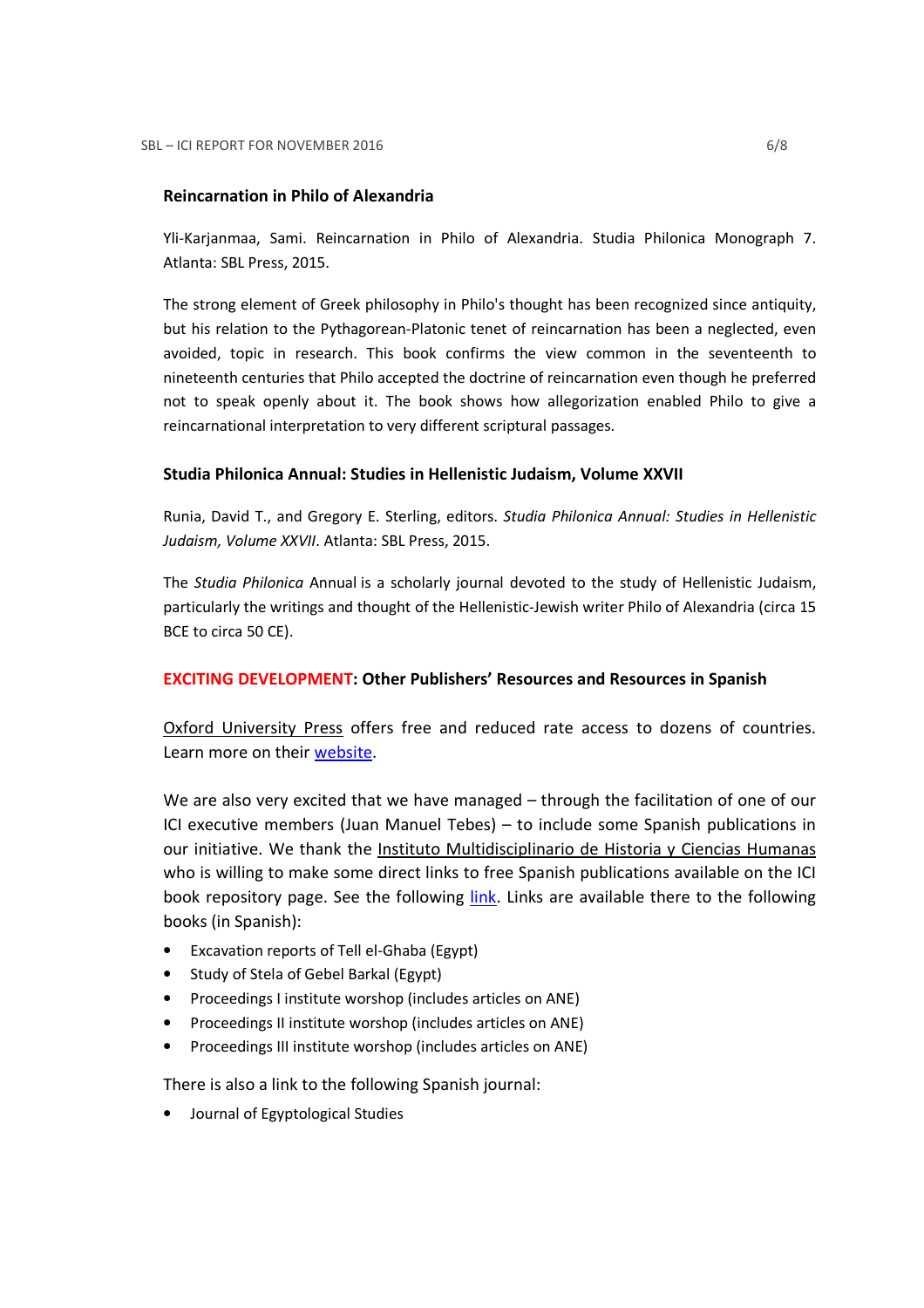### Reincarnation in Philo of Alexandria

Yli-Karjanmaa, Sami. Reincarnation in Philo of Alexandria. Studia Philonica Monograph 7. Atlanta: SBL Press, 2015.

The strong element of Greek philosophy in Philo's thought has been recognized since antiquity, but his relation to the Pythagorean-Platonic tenet of reincarnation has been a neglected, even avoided, topic in research. This book confirms the view common in the seventeenth to nineteenth centuries that Philo accepted the doctrine of reincarnation even though he preferred not to speak openly about it. The book shows how allegorization enabled Philo to give a reincarnational interpretation to very different scriptural passages.

### Studia Philonica Annual: Studies in Hellenistic Judaism, Volume XXVII

Runia, David T., and Gregory E. Sterling, editors. *Studia Philonica Annual: Studies in Hellenistic Judaism, Volume XXVII*. Atlanta: SBL Press, 2015.

The *Studia Philonica* Annual is a scholarly journal devoted to the study of Hellenistic Judaism, particularly the writings and thought of the Hellenistic-Jewish writer Philo of Alexandria (circa 15 BCE to circa 50 CE).

### EXCITING DEVELOPMENT: Other Publishers' Resources and Resources in Spanish

Oxford University Press offers free and reduced rate access to dozens of countries. Learn more on their website.

We are also very excited that we have managed – through the facilitation of one of our ICI executive members (Juan Manuel Tebes) – to include some Spanish publications in our initiative. We thank the Instituto Multidisciplinario de Historia y Ciencias Humanas who is willing to make some direct links to free Spanish publications available on the ICI book repository page. See the following link. Links are available there to the following books (in Spanish):

- Excavation reports of Tell el-Ghaba (Egypt)
- Study of Stela of Gebel Barkal (Egypt)
- Proceedings I institute worshop (includes articles on ANE)
- Proceedings II institute worshop (includes articles on ANE)
- Proceedings III institute worshop (includes articles on ANE)

There is also a link to the following Spanish journal:

- Journal of Egyptological Studies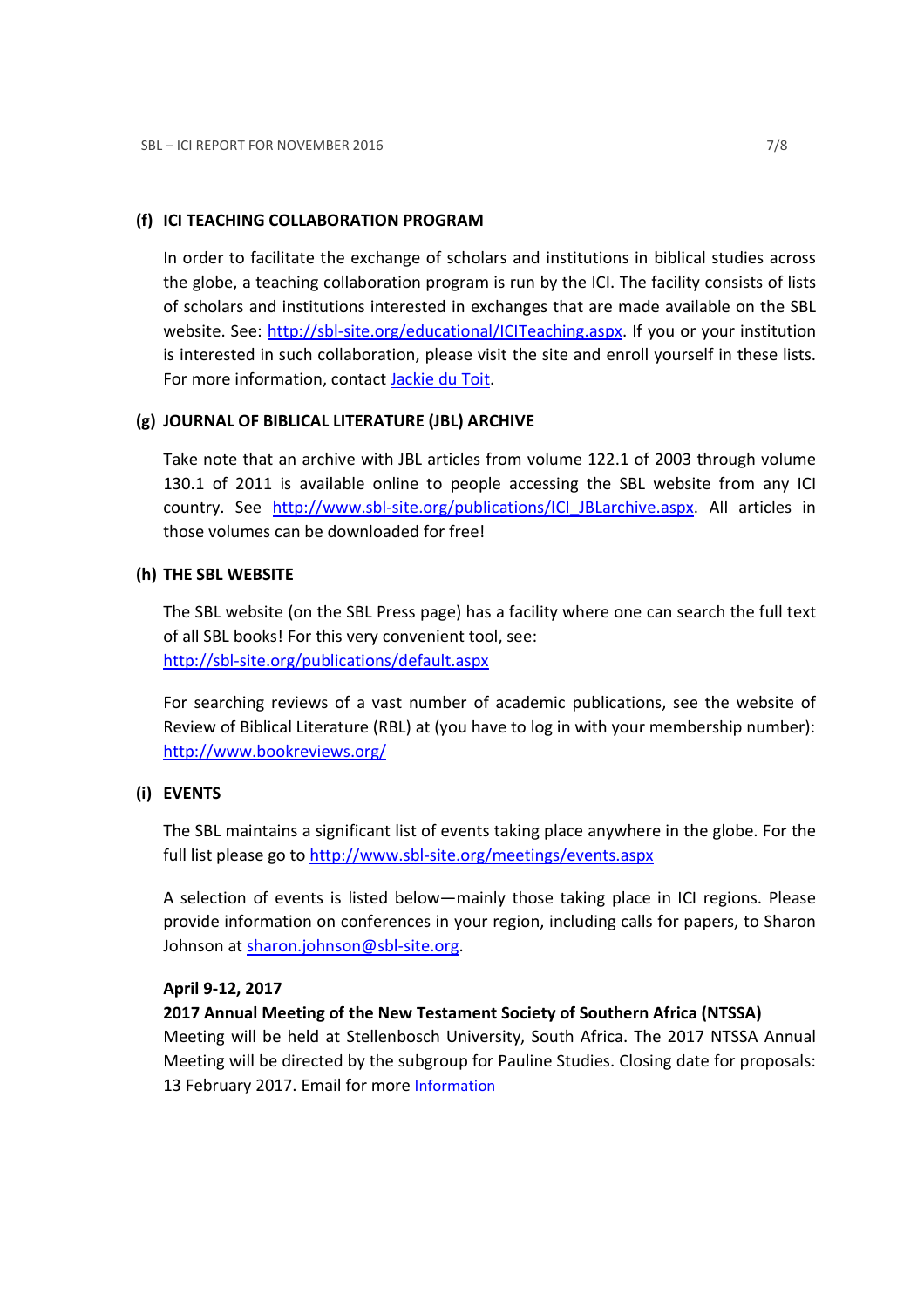## (f) ICI TEACHING COLLABORATION PROGRAM

In order to facilitate the exchange of scholars and institutions in biblical studies across the globe, a teaching collaboration program is run by the ICI. The facility consists of lists of scholars and institutions interested in exchanges that are made available on the SBL website. See: [http://sbl-site.org/educational/ICITeaching.aspx](http://sbl-site.org/educational/ICITeaching.aspx). If you or your institution is interested in such collaboration, please visit the site and enroll yourself in these lists. For more information, contact Jackie du Toit.

## (g) JOURNAL OF BIBLICAL LITERATURE (JBL) ARCHIVE

Take note that an archive with JBL articles from volume 122.1 of 2003 through volume 130.1 of 2011 is available online to people accessing the SBL website from any ICI country. See [http://www.sbl-site.org/publications/ICI_JBLarchive.aspx](http://www.sbl-site.org/publications/ICI_JBLarchive.aspx). All articles in those volumes can be downloaded for free!

## (h) THE SBL WEBSITE

The SBL website (on the SBL Press page) has a facility where one can search the full text of all SBL books! For this very convenient tool, see: [http://sbl-site.org/publications/default.aspx](http://sbl-site.org/publications/default.aspx)

For searching reviews of a vast number of academic publications, see the website of Review of Biblical Literature (RBL) at (you have to log in with your membership number): [http://www.bookreviews.org/](http://www.bookreviews.org/)

## (i) EVENTS

The SBL maintains a significant list of events taking place anywhere in the globe. For the full list please go to [http://www.sbl-site.org/meetings/events.aspx](http://www.sbl-site.org/meetings/events.aspx)

A selection of events is listed below—mainly those taking place in ICI regions. Please provide information on conferences in your region, including calls for papers, to Sharon Johnson at sharon.johnson@sbl-site.org.

**April 9-12, 2017**
**2017 Annual Meeting of the New Testament Society of Southern Africa (NTSSA)**
Meeting will be held at Stellenbosch University, South Africa. The 2017 NTSSA Annual Meeting will be directed by the subgroup for Pauline Studies. Closing date for proposals: 13 February 2017. Email for more Information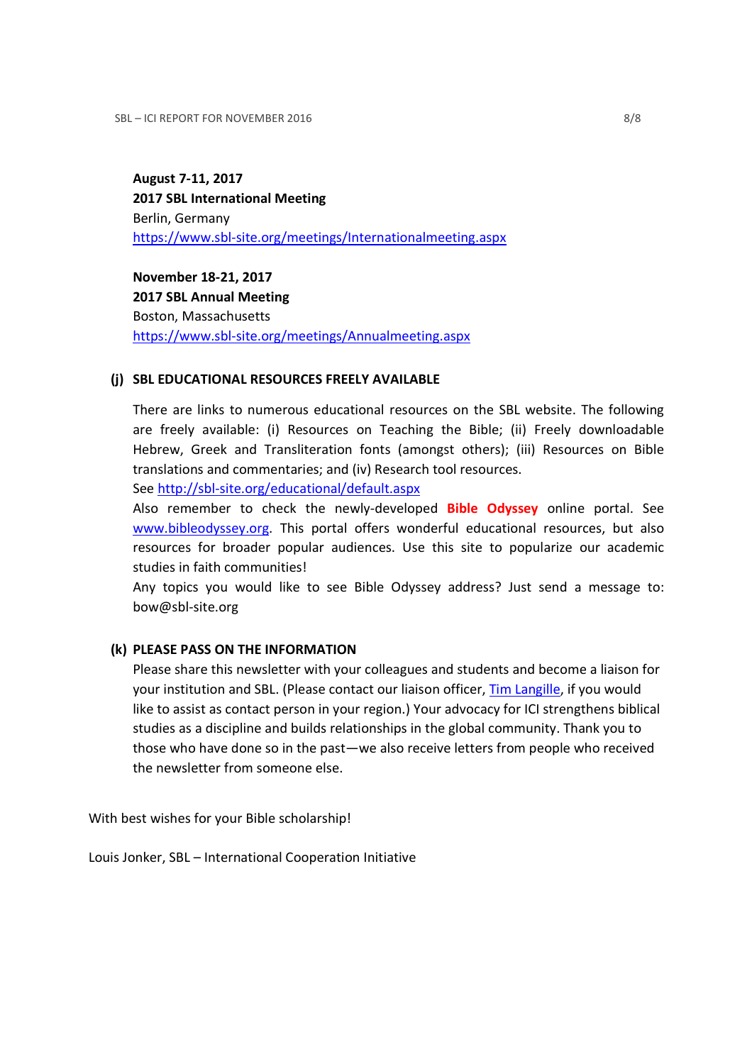**August 7-11, 2017**
**2017 SBL International Meeting**
Berlin, Germany
https://www.sbl-site.org/meetings/Internationalmeeting.aspx

**November 18-21, 2017**
**2017 SBL Annual Meeting**
Boston, Massachusetts
https://www.sbl-site.org/meetings/Annualmeeting.aspx

### (j) SBL EDUCATIONAL RESOURCES FREELY AVAILABLE

There are links to numerous educational resources on the SBL website. The following are freely available: (i) Resources on Teaching the Bible; (ii) Freely downloadable Hebrew, Greek and Transliteration fonts (amongst others); (iii) Resources on Bible translations and commentaries; and (iv) Research tool resources.
See http://sbl-site.org/educational/default.aspx

Also remember to check the newly-developed **Bible Odyssey** online portal. See www.bibleodyssey.org. This portal offers wonderful educational resources, but also resources for broader popular audiences. Use this site to popularize our academic studies in faith communities!

Any topics you would like to see Bible Odyssey address? Just send a message to: bow@sbl-site.org

### (k) PLEASE PASS ON THE INFORMATION

Please share this newsletter with your colleagues and students and become a liaison for your institution and SBL. (Please contact our liaison officer, Tim Langille, if you would like to assist as contact person in your region.) Your advocacy for ICI strengthens biblical studies as a discipline and builds relationships in the global community. Thank you to those who have done so in the past—we also receive letters from people who received the newsletter from someone else.

With best wishes for your Bible scholarship!

Louis Jonker, SBL – International Cooperation Initiative